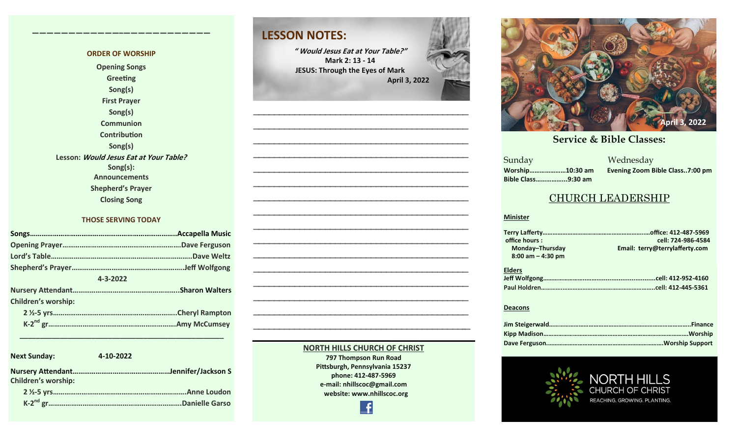## ORDER OF WORSHIP

Opening Songs
Greeting
Song(s)
First Prayer
Song(s)
Communion
Contribution
Song(s)
Lesson: *Would Jesus Eat at Your Table?*
Song(s):
Announcements
Shepherd's Prayer
Closing Song

## THOSE SERVING TODAY

**Songs**…………………………………………………………………Accapella Music
**Opening Prayer**…………………………………………………Dave Ferguson
**Lord's Table**……………………………………………………………Dave Weltz
**Shepherd's Prayer**…………………………………………………Jeff Wolfgong

4-3-2022

**Nursery Attendant**……………………………………………Sharon Walters
**Children's worship:**
2 ½-5 yrs……………………………………………………Cheryl Rampton
K-2nd gr………………………………………………………Amy McCumsey

**Next Sunday:** 4-10-2022

**Nursery Attendant**……………………………………………Jennifer/Jackson S
**Children's worship:**
2 ½-5 yrs……………………………………………………Anne Loudon
K-2nd gr………………………………………………………Danielle Garso

## LESSON NOTES:

*"Would Jesus Eat at Your Table?"*
Mark 2: 13 - 14
JESUS: Through the Eyes of Mark
April 3, 2022

**NORTH HILLS CHURCH OF CHRIST**
797 Thompson Run Road
Pittsburgh, Pennsylvania 15237
phone: 412-487-5969
e-mail: nhillscoc@gmail.com
website: www.nhillscoc.org

April 3, 2022

## Service & Bible Classes:

| Sunday | Wednesday |
|---|---|
| Worship…………………10:30 am | Evening Zoom Bible Class..7:00 pm |
| Bible Class………………9:30 am | |

## CHURCH LEADERSHIP

**Minister**

Terry Lafferty…………………………………………office: 412-487-5969
office hours : cell: 724-986-4584
Monday–Thursday Email: terry@terrylafferty.com
8:00 am – 4:30 pm

**Elders**

Jeff Wolfgong……………………………………………cell: 412-952-4160
Paul Holdren……………………………………………cell: 412-445-5361

**Deacons**

Jim Steigerwald……………………………………………………Finance
Kipp Madison………………………………………………………Worship
Dave Ferguson……………………………………………Worship Support

NORTH HILLS
CHURCH OF CHRIST
REACHING. GROWING. PLANTING.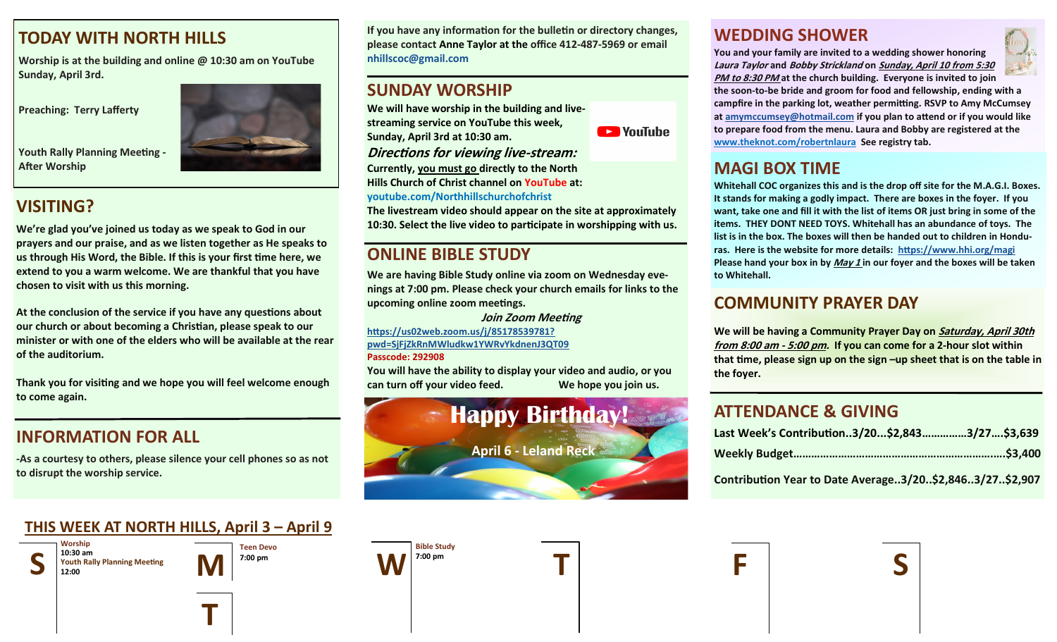## TODAY WITH NORTH HILLS

**Worship is at the building and online @ 10:30 am on YouTube Sunday, April 3rd.**

**Preaching: Terry Lafferty**

**Youth Rally Planning Meeting - After Worship**

## VISITING?

**We're glad you've joined us today as we speak to God in our prayers and our praise, and as we listen together as He speaks to us through His Word, the Bible. If this is your first time here, we extend to you a warm welcome. We are thankful that you have chosen to visit with us this morning.**

**At the conclusion of the service if you have any questions about our church or about becoming a Christian, please speak to our minister or with one of the elders who will be available at the rear of the auditorium.**

**Thank you for visiting and we hope you will feel welcome enough to come again.**

## INFORMATION FOR ALL

**-As a courtesy to others, please silence your cell phones so as not to disrupt the worship service.**

**If you have any information for the bulletin or directory changes, please contact Anne Taylor at the office 412-487-5969 or email nhillscoc@gmail.com**

## SUNDAY WORSHIP

**We will have worship in the building and live-streaming service on YouTube this week, Sunday, April 3rd at 10:30 am.**

***Directions for viewing live-stream:***

**Currently, you must go directly to the North Hills Church of Christ channel on YouTube at: youtube.com/Northhillschurchofchrist**

**The livestream video should appear on the site at approximately 10:30. Select the live video to participate in worshipping with us.**

## ONLINE BIBLE STUDY

**We are having Bible Study online via zoom on Wednesday evenings at 7:00 pm. Please check your church emails for links to the upcoming online zoom meetings.**

***Join Zoom Meeting***

**https://us02web.zoom.us/j/85178539781?pwd=SjFjZkRnMWludkw1YWRvYkdnenJ3QT09**

**Passcode: 292908**

**You will have the ability to display your video and audio, or you can turn off your video feed. We hope you join us.**

**Happy Birthday!**

**April 6 - Leland Reck**

## WEDDING SHOWER

**You and your family are invited to a wedding shower honoring *Laura Taylor* and *Bobby Strickland* on *Sunday, April 10 from 5:30 PM to 8:30 PM* at the church building. Everyone is invited to join the soon-to-be bride and groom for food and fellowship, ending with a campfire in the parking lot, weather permitting. RSVP to Amy McCumsey at amymccumsey@hotmail.com if you plan to attend or if you would like to prepare food from the menu. Laura and Bobby are registered at the www.theknot.com/robertnlaura See registry tab.**

## MAGI BOX TIME

**Whitehall COC organizes this and is the drop off site for the M.A.G.I. Boxes. It stands for making a godly impact. There are boxes in the foyer. If you want, take one and fill it with the list of items OR just bring in some of the items. THEY DONT NEED TOYS. Whitehall has an abundance of toys. The list is in the box. The boxes will then be handed out to children in Honduras. Here is the website for more details: https://www.hhi.org/magi Please hand your box in by *May 1* in our foyer and the boxes will be taken to Whitehall.**

## COMMUNITY PRAYER DAY

**We will be having a Community Prayer Day on *Saturday, April 30th from 8:00 am - 5:00 pm*. If you can come for a 2-hour slot within that time, please sign up on the sign –up sheet that is on the table in the foyer.**

## ATTENDANCE & GIVING

**Last Week's Contribution..3/20...$2,843..............3/27....$3,639**

**Weekly Budget.....................................................................$3,400**

**Contribution Year to Date Average..3/20..$2,846..3/27..$2,907**

## THIS WEEK AT NORTH HILLS, April 3 – April 9

**S** – Worship 10:30 am; Youth Rally Planning Meeting 12:00

**M** – Teen Devo 7:00 pm

**T**

**W** – Bible Study 7:00 pm

**T**

**F**

**S**